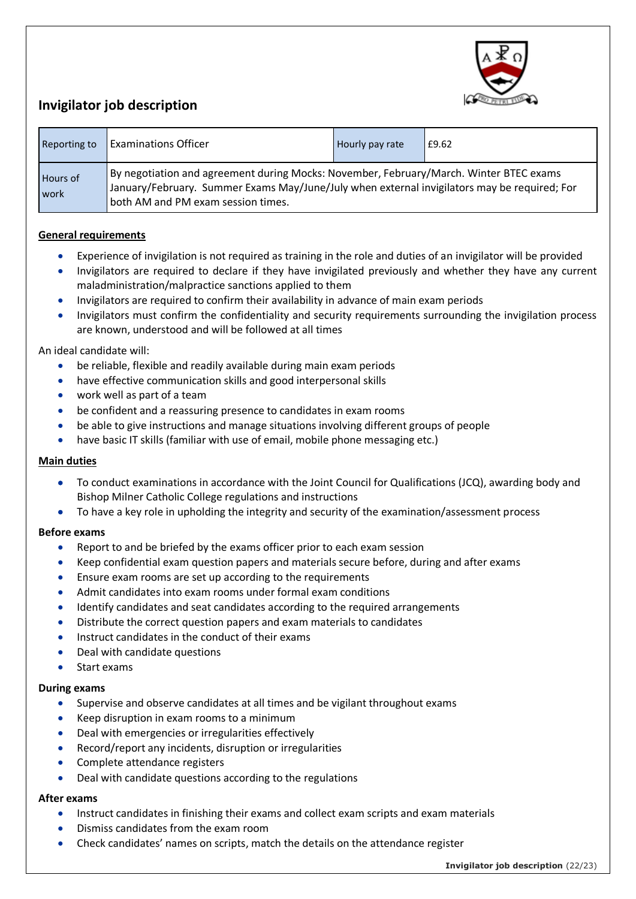# Invigilator job description

| Reporting to | Examinations Officer | Hourly pay rate | £9.62 |
| --- | --- | --- | --- |
| Hours of work | By negotiation and agreement during Mocks: November, February/March. Winter BTEC exams January/February. Summer Exams May/June/July when external invigilators may be required; For both AM and PM exam session times. | | |

## General requirements

- Experience of invigilation is not required as training in the role and duties of an invigilator will be provided
- Invigilators are required to declare if they have invigilated previously and whether they have any current maladministration/malpractice sanctions applied to them
- Invigilators are required to confirm their availability in advance of main exam periods
- Invigilators must confirm the confidentiality and security requirements surrounding the invigilation process are known, understood and will be followed at all times

An ideal candidate will:

- be reliable, flexible and readily available during main exam periods
- have effective communication skills and good interpersonal skills
- work well as part of a team
- be confident and a reassuring presence to candidates in exam rooms
- be able to give instructions and manage situations involving different groups of people
- have basic IT skills (familiar with use of email, mobile phone messaging etc.)

## Main duties

- To conduct examinations in accordance with the Joint Council for Qualifications (JCQ), awarding body and Bishop Milner Catholic College regulations and instructions
- To have a key role in upholding the integrity and security of the examination/assessment process

### Before exams

- Report to and be briefed by the exams officer prior to each exam session
- Keep confidential exam question papers and materials secure before, during and after exams
- Ensure exam rooms are set up according to the requirements
- Admit candidates into exam rooms under formal exam conditions
- Identify candidates and seat candidates according to the required arrangements
- Distribute the correct question papers and exam materials to candidates
- Instruct candidates in the conduct of their exams
- Deal with candidate questions
- Start exams

### During exams

- Supervise and observe candidates at all times and be vigilant throughout exams
- Keep disruption in exam rooms to a minimum
- Deal with emergencies or irregularities effectively
- Record/report any incidents, disruption or irregularities
- Complete attendance registers
- Deal with candidate questions according to the regulations

### After exams

- Instruct candidates in finishing their exams and collect exam scripts and exam materials
- Dismiss candidates from the exam room
- Check candidates' names on scripts, match the details on the attendance register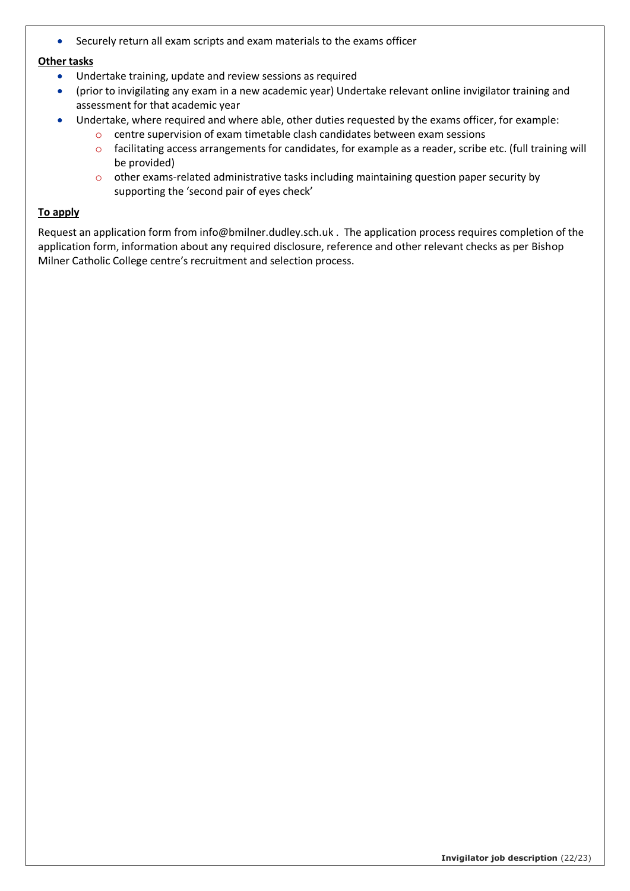- Securely return all exam scripts and exam materials to the exams officer

**Other tasks**

- Undertake training, update and review sessions as required
- (prior to invigilating any exam in a new academic year) Undertake relevant online invigilator training and assessment for that academic year
- Undertake, where required and where able, other duties requested by the exams officer, for example:
    - centre supervision of exam timetable clash candidates between exam sessions
    - facilitating access arrangements for candidates, for example as a reader, scribe etc. (full training will be provided)
    - other exams-related administrative tasks including maintaining question paper security by supporting the 'second pair of eyes check'

**To apply**

Request an application form from info@bmilner.dudley.sch.uk . The application process requires completion of the application form, information about any required disclosure, reference and other relevant checks as per Bishop Milner Catholic College centre's recruitment and selection process.